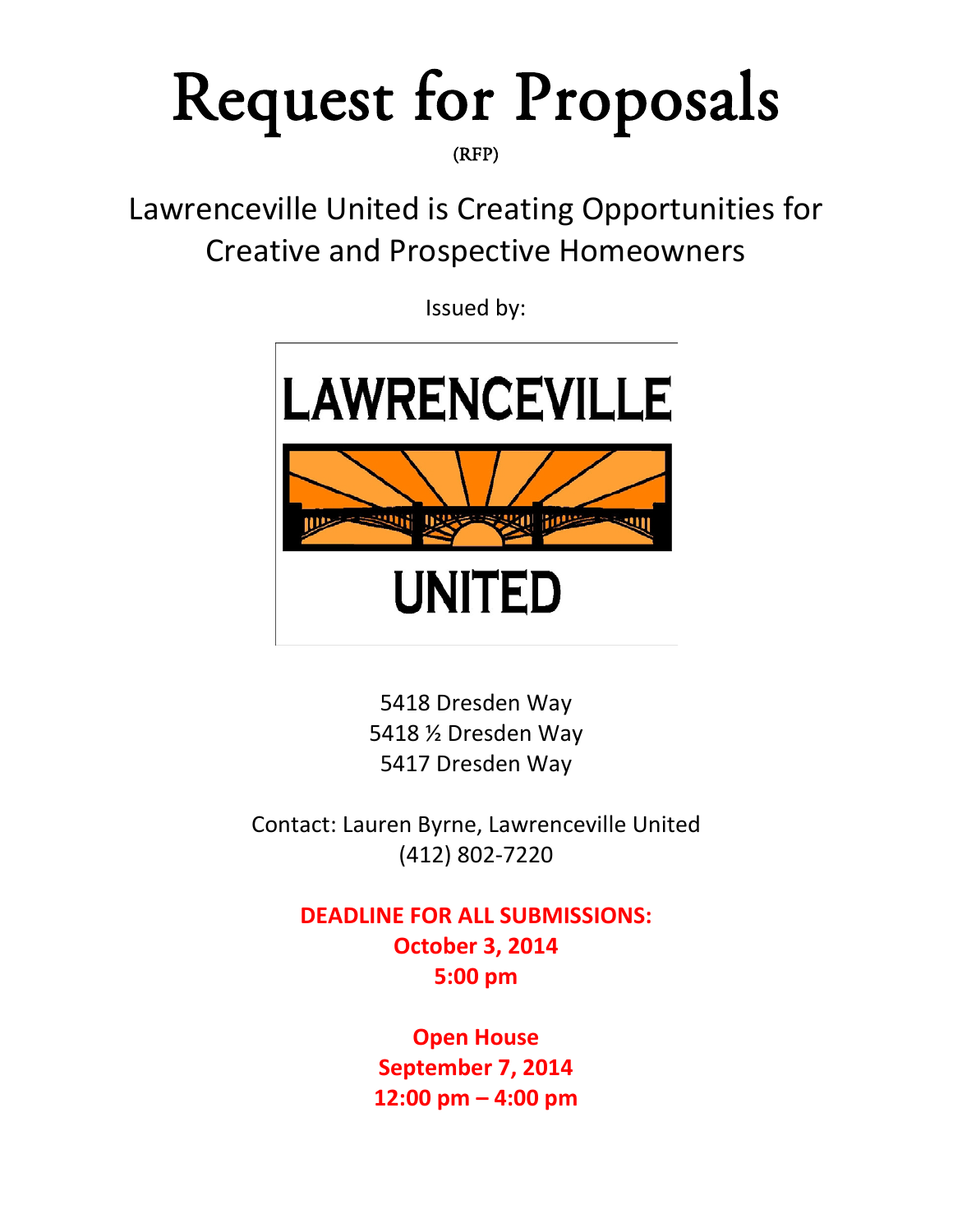# Request for Proposals

(RFP)

## Lawrenceville United is Creating Opportunities for Creative and Prospective Homeowners

Issued by:

LAWRENCEVILLE UNITED

5418 Dresden Way
5418 ½ Dresden Way
5417 Dresden Way

Contact: Lauren Byrne, Lawrenceville United
(412) 802-7220

**DEADLINE FOR ALL SUBMISSIONS:**
**October 3, 2014**
**5:00 pm**

**Open House**
**September 7, 2014**
**12:00 pm – 4:00 pm**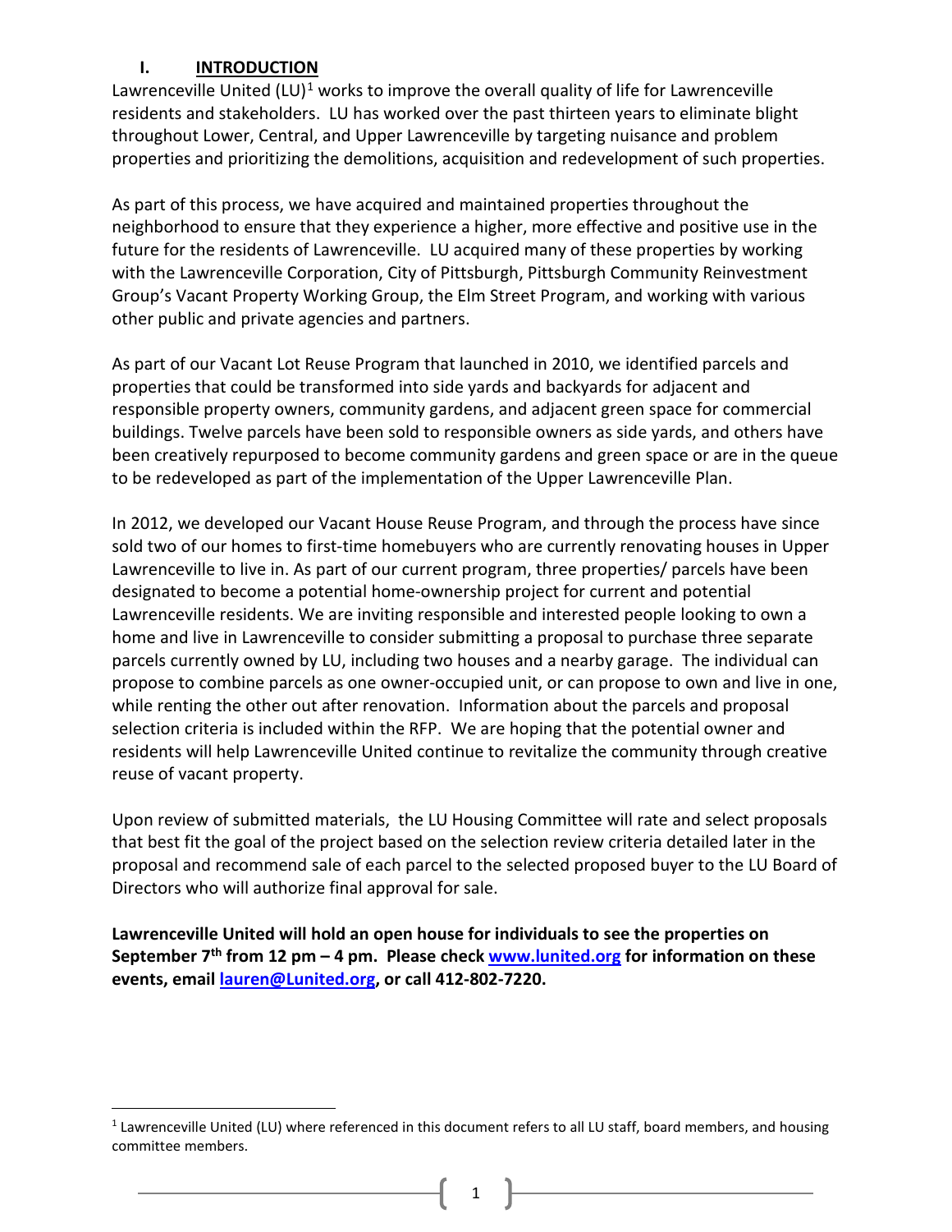## I. INTRODUCTION

Lawrenceville United (LU)[1] works to improve the overall quality of life for Lawrenceville residents and stakeholders. LU has worked over the past thirteen years to eliminate blight throughout Lower, Central, and Upper Lawrenceville by targeting nuisance and problem properties and prioritizing the demolitions, acquisition and redevelopment of such properties.

As part of this process, we have acquired and maintained properties throughout the neighborhood to ensure that they experience a higher, more effective and positive use in the future for the residents of Lawrenceville. LU acquired many of these properties by working with the Lawrenceville Corporation, City of Pittsburgh, Pittsburgh Community Reinvestment Group's Vacant Property Working Group, the Elm Street Program, and working with various other public and private agencies and partners.

As part of our Vacant Lot Reuse Program that launched in 2010, we identified parcels and properties that could be transformed into side yards and backyards for adjacent and responsible property owners, community gardens, and adjacent green space for commercial buildings. Twelve parcels have been sold to responsible owners as side yards, and others have been creatively repurposed to become community gardens and green space or are in the queue to be redeveloped as part of the implementation of the Upper Lawrenceville Plan.

In 2012, we developed our Vacant House Reuse Program, and through the process have since sold two of our homes to first-time homebuyers who are currently renovating houses in Upper Lawrenceville to live in. As part of our current program, three properties/ parcels have been designated to become a potential home-ownership project for current and potential Lawrenceville residents. We are inviting responsible and interested people looking to own a home and live in Lawrenceville to consider submitting a proposal to purchase three separate parcels currently owned by LU, including two houses and a nearby garage. The individual can propose to combine parcels as one owner-occupied unit, or can propose to own and live in one, while renting the other out after renovation. Information about the parcels and proposal selection criteria is included within the RFP. We are hoping that the potential owner and residents will help Lawrenceville United continue to revitalize the community through creative reuse of vacant property.

Upon review of submitted materials, the LU Housing Committee will rate and select proposals that best fit the goal of the project based on the selection review criteria detailed later in the proposal and recommend sale of each parcel to the selected proposed buyer to the LU Board of Directors who will authorize final approval for sale.

**Lawrenceville United will hold an open house for individuals to see the properties on September 7th from 12 pm – 4 pm. Please check [www.lunited.org](http://www.lunited.org) for information on these events, email [lauren@Lunited.org](mailto:lauren@Lunited.org), or call 412-802-7220.**

---

[1] Lawrenceville United (LU) where referenced in this document refers to all LU staff, board members, and housing committee members.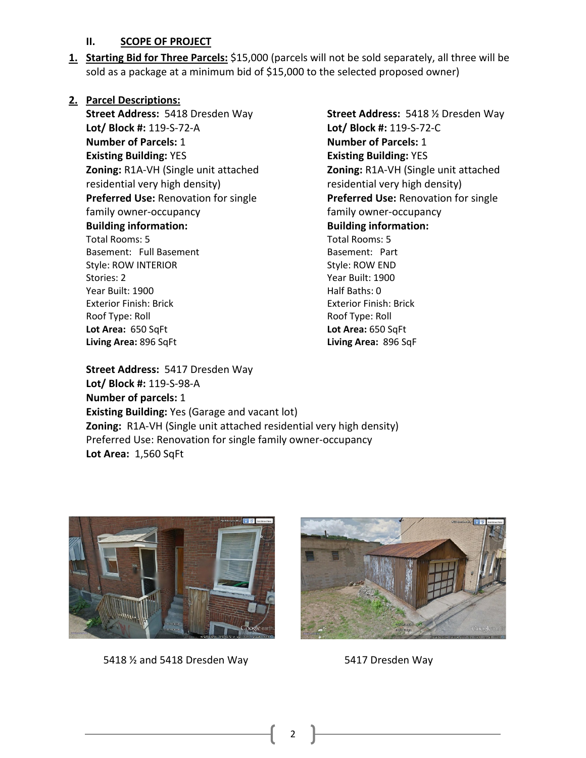## II. SCOPE OF PROJECT

1. **Starting Bid for Three Parcels:** $15,000 (parcels will not be sold separately, all three will be sold as a package at a minimum bid of $15,000 to the selected proposed owner)

2. **Parcel Descriptions:**

**Street Address:** 5418 Dresden Way
**Lot/ Block #:** 119-S-72-A
**Number of Parcels:** 1
**Existing Building:** YES
**Zoning:** R1A-VH (Single unit attached residential very high density)
**Preferred Use:** Renovation for single family owner-occupancy
**Building information:**
Total Rooms: 5
Basement: Full Basement
Style: ROW INTERIOR
Stories: 2
Year Built: 1900
Exterior Finish: Brick
Roof Type: Roll
**Lot Area:** 650 SqFt
**Living Area:** 896 SqFt

**Street Address:** 5418 ½ Dresden Way
**Lot/ Block #:** 119-S-72-C
**Number of Parcels:** 1
**Existing Building:** YES
**Zoning:** R1A-VH (Single unit attached residential very high density)
**Preferred Use:** Renovation for single family owner-occupancy
**Building information:**
Total Rooms: 5
Basement: Part
Style: ROW END
Year Built: 1900
Half Baths: 0
Exterior Finish: Brick
Roof Type: Roll
**Lot Area:** 650 SqFt
**Living Area:** 896 SqF

**Street Address:** 5417 Dresden Way
**Lot/ Block #:** 119-S-98-A
**Number of parcels:** 1
**Existing Building:** Yes (Garage and vacant lot)
**Zoning:** R1A-VH (Single unit attached residential very high density)
Preferred Use: Renovation for single family owner-occupancy
**Lot Area:** 1,560 SqFt

5418 ½ and 5418 Dresden Way

5417 Dresden Way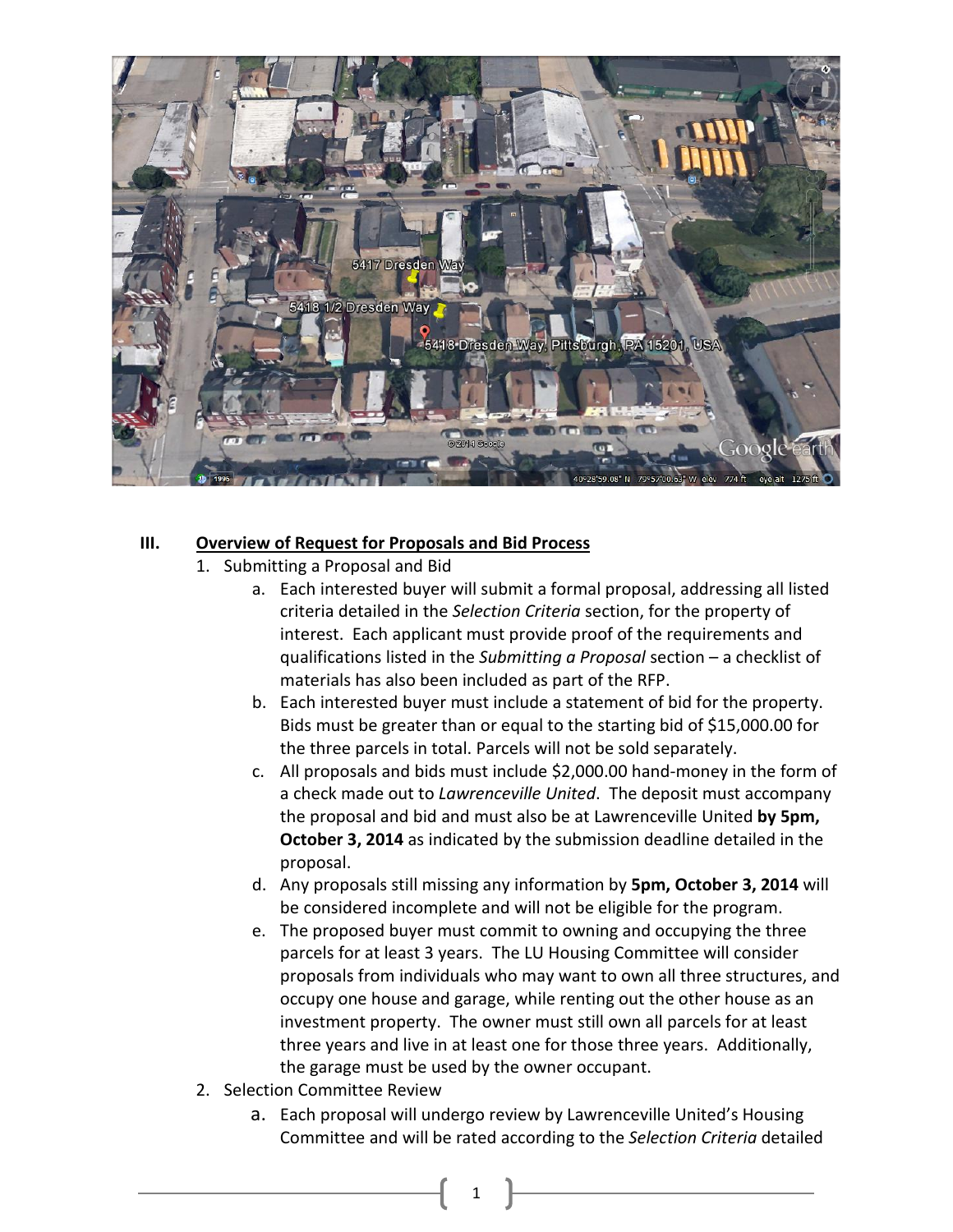## III. Overview of Request for Proposals and Bid Process

1. Submitting a Proposal and Bid
   a. Each interested buyer will submit a formal proposal, addressing all listed criteria detailed in the *Selection Criteria* section, for the property of interest. Each applicant must provide proof of the requirements and qualifications listed in the *Submitting a Proposal* section – a checklist of materials has also been included as part of the RFP.
   b. Each interested buyer must include a statement of bid for the property. Bids must be greater than or equal to the starting bid of $15,000.00 for the three parcels in total. Parcels will not be sold separately.
   c. All proposals and bids must include $2,000.00 hand-money in the form of a check made out to *Lawrenceville United*. The deposit must accompany the proposal and bid and must also be at Lawrenceville United **by 5pm, October 3, 2014** as indicated by the submission deadline detailed in the proposal.
   d. Any proposals still missing any information by **5pm, October 3, 2014** will be considered incomplete and will not be eligible for the program.
   e. The proposed buyer must commit to owning and occupying the three parcels for at least 3 years. The LU Housing Committee will consider proposals from individuals who may want to own all three structures, and occupy one house and garage, while renting out the other house as an investment property. The owner must still own all parcels for at least three years and live in at least one for those three years. Additionally, the garage must be used by the owner occupant.
2. Selection Committee Review
   a. Each proposal will undergo review by Lawrenceville United's Housing Committee and will be rated according to the *Selection Criteria* detailed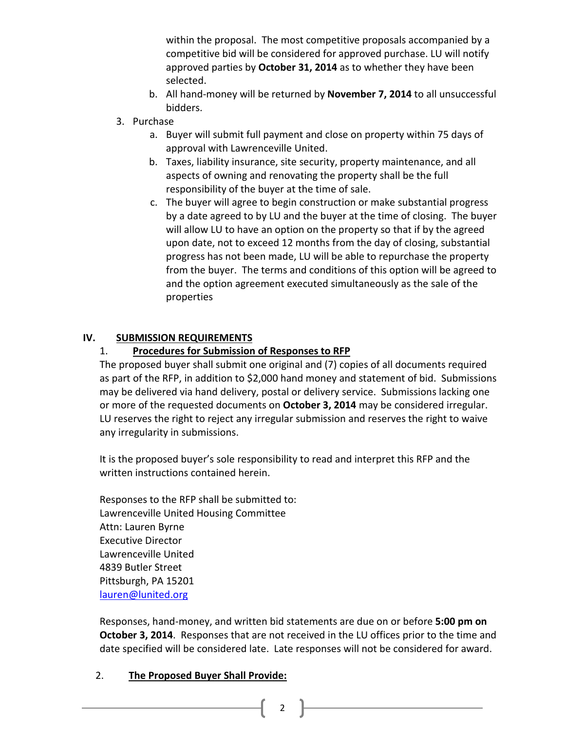within the proposal. The most competitive proposals accompanied by a competitive bid will be considered for approved purchase. LU will notify approved parties by **October 31, 2014** as to whether they have been selected.

   b. All hand-money will be returned by **November 7, 2014** to all unsuccessful bidders.

3. Purchase
   a. Buyer will submit full payment and close on property within 75 days of approval with Lawrenceville United.
   b. Taxes, liability insurance, site security, property maintenance, and all aspects of owning and renovating the property shall be the full responsibility of the buyer at the time of sale.
   c. The buyer will agree to begin construction or make substantial progress by a date agreed to by LU and the buyer at the time of closing. The buyer will allow LU to have an option on the property so that if by the agreed upon date, not to exceed 12 months from the day of closing, substantial progress has not been made, LU will be able to repurchase the property from the buyer. The terms and conditions of this option will be agreed to and the option agreement executed simultaneously as the sale of the properties

## IV. SUBMISSION REQUIREMENTS

### 1. Procedures for Submission of Responses to RFP

The proposed buyer shall submit one original and (7) copies of all documents required as part of the RFP, in addition to $2,000 hand money and statement of bid. Submissions may be delivered via hand delivery, postal or delivery service. Submissions lacking one or more of the requested documents on **October 3, 2014** may be considered irregular. LU reserves the right to reject any irregular submission and reserves the right to waive any irregularity in submissions.

It is the proposed buyer's sole responsibility to read and interpret this RFP and the written instructions contained herein.

Responses to the RFP shall be submitted to:
Lawrenceville United Housing Committee
Attn: Lauren Byrne
Executive Director
Lawrenceville United
4839 Butler Street
Pittsburgh, PA 15201
lauren@lunited.org

Responses, hand-money, and written bid statements are due on or before **5:00 pm on October 3, 2014**. Responses that are not received in the LU offices prior to the time and date specified will be considered late. Late responses will not be considered for award.

### 2. The Proposed Buyer Shall Provide: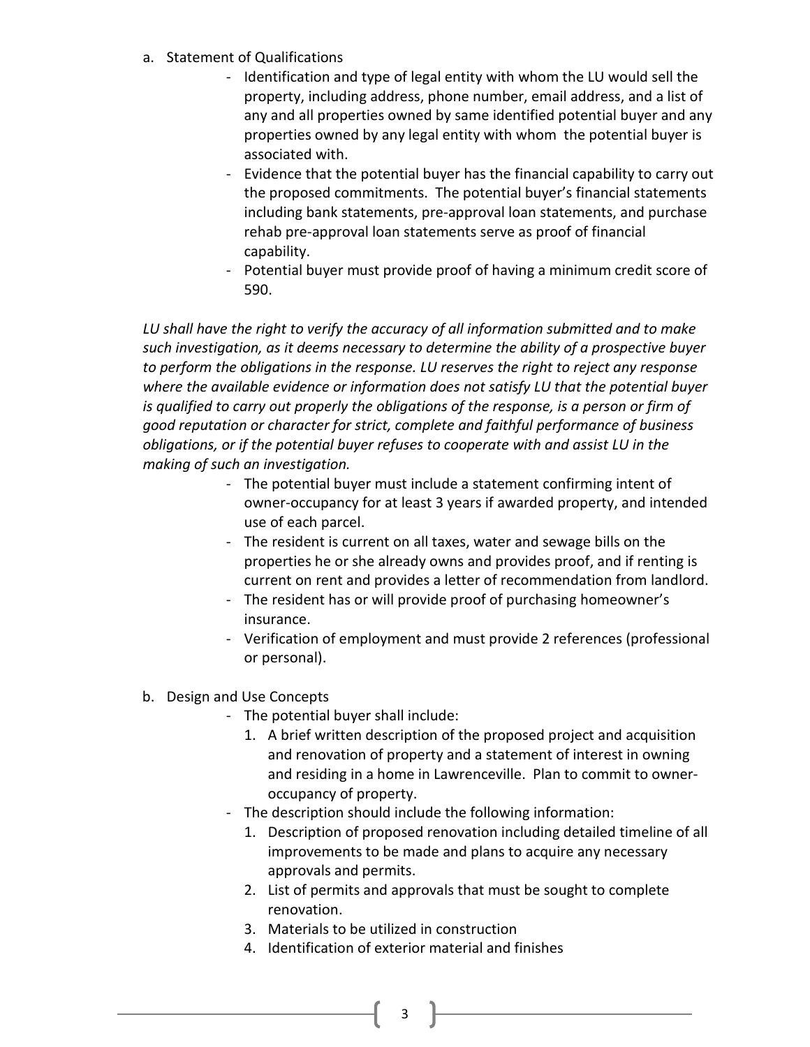a. Statement of Qualifications

- Identification and type of legal entity with whom the LU would sell the property, including address, phone number, email address, and a list of any and all properties owned by same identified potential buyer and any properties owned by any legal entity with whom the potential buyer is associated with.
- Evidence that the potential buyer has the financial capability to carry out the proposed commitments. The potential buyer's financial statements including bank statements, pre-approval loan statements, and purchase rehab pre-approval loan statements serve as proof of financial capability.
- Potential buyer must provide proof of having a minimum credit score of 590.

*LU shall have the right to verify the accuracy of all information submitted and to make such investigation, as it deems necessary to determine the ability of a prospective buyer to perform the obligations in the response. LU reserves the right to reject any response where the available evidence or information does not satisfy LU that the potential buyer is qualified to carry out properly the obligations of the response, is a person or firm of good reputation or character for strict, complete and faithful performance of business obligations, or if the potential buyer refuses to cooperate with and assist LU in the making of such an investigation.*

- The potential buyer must include a statement confirming intent of owner-occupancy for at least 3 years if awarded property, and intended use of each parcel.
- The resident is current on all taxes, water and sewage bills on the properties he or she already owns and provides proof, and if renting is current on rent and provides a letter of recommendation from landlord.
- The resident has or will provide proof of purchasing homeowner's insurance.
- Verification of employment and must provide 2 references (professional or personal).

b. Design and Use Concepts

- The potential buyer shall include:
  1. A brief written description of the proposed project and acquisition and renovation of property and a statement of interest in owning and residing in a home in Lawrenceville. Plan to commit to owner-occupancy of property.
- The description should include the following information:
  1. Description of proposed renovation including detailed timeline of all improvements to be made and plans to acquire any necessary approvals and permits.
  2. List of permits and approvals that must be sought to complete renovation.
  3. Materials to be utilized in construction
  4. Identification of exterior material and finishes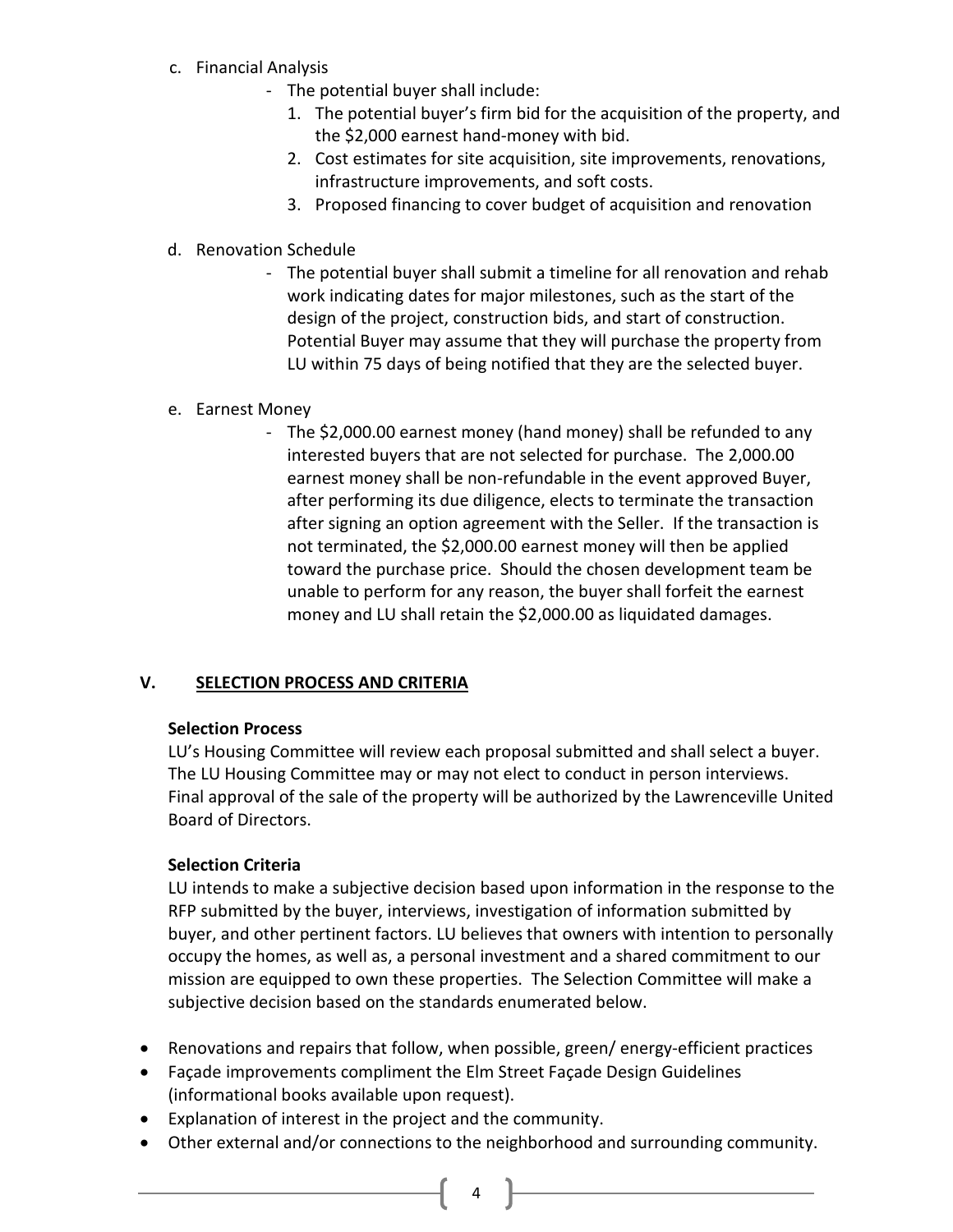c. Financial Analysis

- The potential buyer shall include:
    1. The potential buyer's firm bid for the acquisition of the property, and the $2,000 earnest hand-money with bid.
    2. Cost estimates for site acquisition, site improvements, renovations, infrastructure improvements, and soft costs.
    3. Proposed financing to cover budget of acquisition and renovation

d. Renovation Schedule

- The potential buyer shall submit a timeline for all renovation and rehab work indicating dates for major milestones, such as the start of the design of the project, construction bids, and start of construction. Potential Buyer may assume that they will purchase the property from LU within 75 days of being notified that they are the selected buyer.

e. Earnest Money

- The $2,000.00 earnest money (hand money) shall be refunded to any interested buyers that are not selected for purchase. The 2,000.00 earnest money shall be non-refundable in the event approved Buyer, after performing its due diligence, elects to terminate the transaction after signing an option agreement with the Seller. If the transaction is not terminated, the $2,000.00 earnest money will then be applied toward the purchase price. Should the chosen development team be unable to perform for any reason, the buyer shall forfeit the earnest money and LU shall retain the $2,000.00 as liquidated damages.

## V. SELECTION PROCESS AND CRITERIA

**Selection Process**

LU's Housing Committee will review each proposal submitted and shall select a buyer. The LU Housing Committee may or may not elect to conduct in person interviews. Final approval of the sale of the property will be authorized by the Lawrenceville United Board of Directors.

**Selection Criteria**

LU intends to make a subjective decision based upon information in the response to the RFP submitted by the buyer, interviews, investigation of information submitted by buyer, and other pertinent factors. LU believes that owners with intention to personally occupy the homes, as well as, a personal investment and a shared commitment to our mission are equipped to own these properties. The Selection Committee will make a subjective decision based on the standards enumerated below.

- Renovations and repairs that follow, when possible, green/ energy-efficient practices
- Façade improvements compliment the Elm Street Façade Design Guidelines (informational books available upon request).
- Explanation of interest in the project and the community.
- Other external and/or connections to the neighborhood and surrounding community.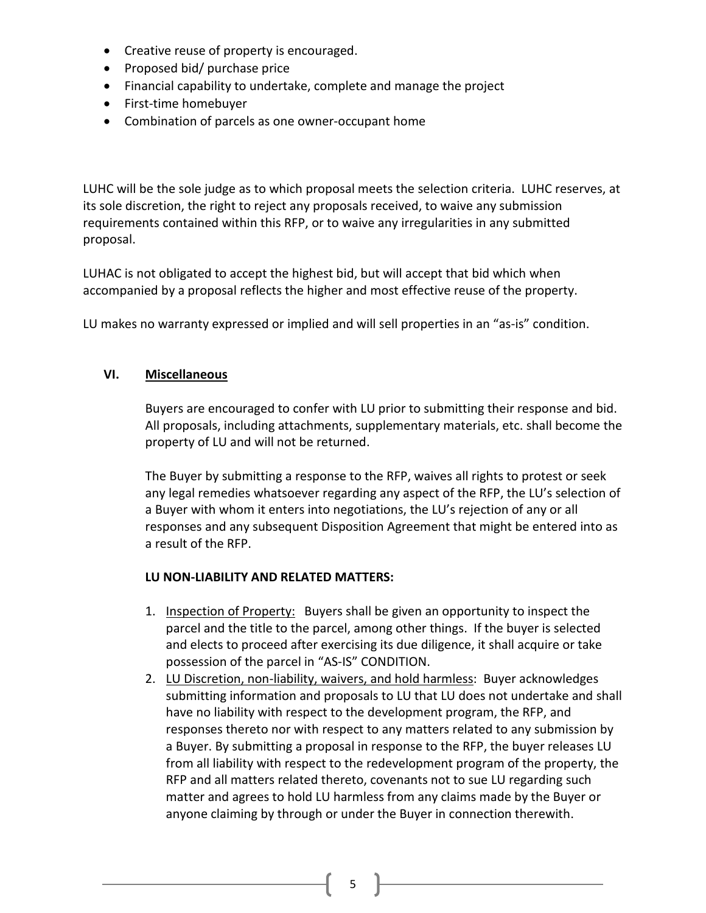- Creative reuse of property is encouraged.
- Proposed bid/ purchase price
- Financial capability to undertake, complete and manage the project
- First-time homebuyer
- Combination of parcels as one owner-occupant home

LUHC will be the sole judge as to which proposal meets the selection criteria. LUHC reserves, at its sole discretion, the right to reject any proposals received, to waive any submission requirements contained within this RFP, or to waive any irregularities in any submitted proposal.

LUHAC is not obligated to accept the highest bid, but will accept that bid which when accompanied by a proposal reflects the higher and most effective reuse of the property.

LU makes no warranty expressed or implied and will sell properties in an "as-is" condition.

## VI. Miscellaneous

Buyers are encouraged to confer with LU prior to submitting their response and bid. All proposals, including attachments, supplementary materials, etc. shall become the property of LU and will not be returned.

The Buyer by submitting a response to the RFP, waives all rights to protest or seek any legal remedies whatsoever regarding any aspect of the RFP, the LU's selection of a Buyer with whom it enters into negotiations, the LU's rejection of any or all responses and any subsequent Disposition Agreement that might be entered into as a result of the RFP.

**LU NON-LIABILITY AND RELATED MATTERS:**

1. Inspection of Property: Buyers shall be given an opportunity to inspect the parcel and the title to the parcel, among other things. If the buyer is selected and elects to proceed after exercising its due diligence, it shall acquire or take possession of the parcel in "AS-IS" CONDITION.
2. LU Discretion, non-liability, waivers, and hold harmless: Buyer acknowledges submitting information and proposals to LU that LU does not undertake and shall have no liability with respect to the development program, the RFP, and responses thereto nor with respect to any matters related to any submission by a Buyer. By submitting a proposal in response to the RFP, the buyer releases LU from all liability with respect to the redevelopment program of the property, the RFP and all matters related thereto, covenants not to sue LU regarding such matter and agrees to hold LU harmless from any claims made by the Buyer or anyone claiming by through or under the Buyer in connection therewith.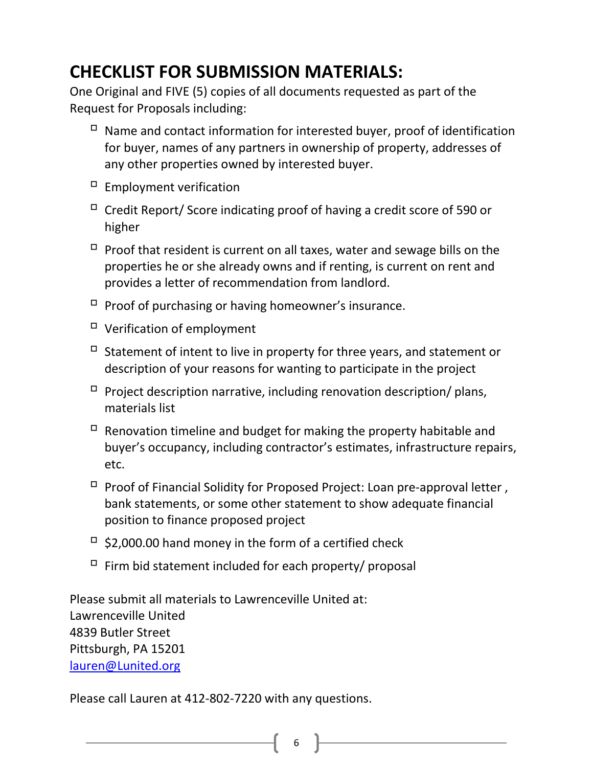# CHECKLIST FOR SUBMISSION MATERIALS:

One Original and FIVE (5) copies of all documents requested as part of the Request for Proposals including:

- ☐ Name and contact information for interested buyer, proof of identification for buyer, names of any partners in ownership of property, addresses of any other properties owned by interested buyer.
- ☐ Employment verification
- ☐ Credit Report/ Score indicating proof of having a credit score of 590 or higher
- ☐ Proof that resident is current on all taxes, water and sewage bills on the properties he or she already owns and if renting, is current on rent and provides a letter of recommendation from landlord.
- ☐ Proof of purchasing or having homeowner's insurance.
- ☐ Verification of employment
- ☐ Statement of intent to live in property for three years, and statement or description of your reasons for wanting to participate in the project
- ☐ Project description narrative, including renovation description/ plans, materials list
- ☐ Renovation timeline and budget for making the property habitable and buyer's occupancy, including contractor's estimates, infrastructure repairs, etc.
- ☐ Proof of Financial Solidity for Proposed Project: Loan pre-approval letter , bank statements, or some other statement to show adequate financial position to finance proposed project
- ☐ $2,000.00 hand money in the form of a certified check
- ☐ Firm bid statement included for each property/ proposal

Please submit all materials to Lawrenceville United at:
Lawrenceville United
4839 Butler Street
Pittsburgh, PA 15201
lauren@Lunited.org

Please call Lauren at 412-802-7220 with any questions.